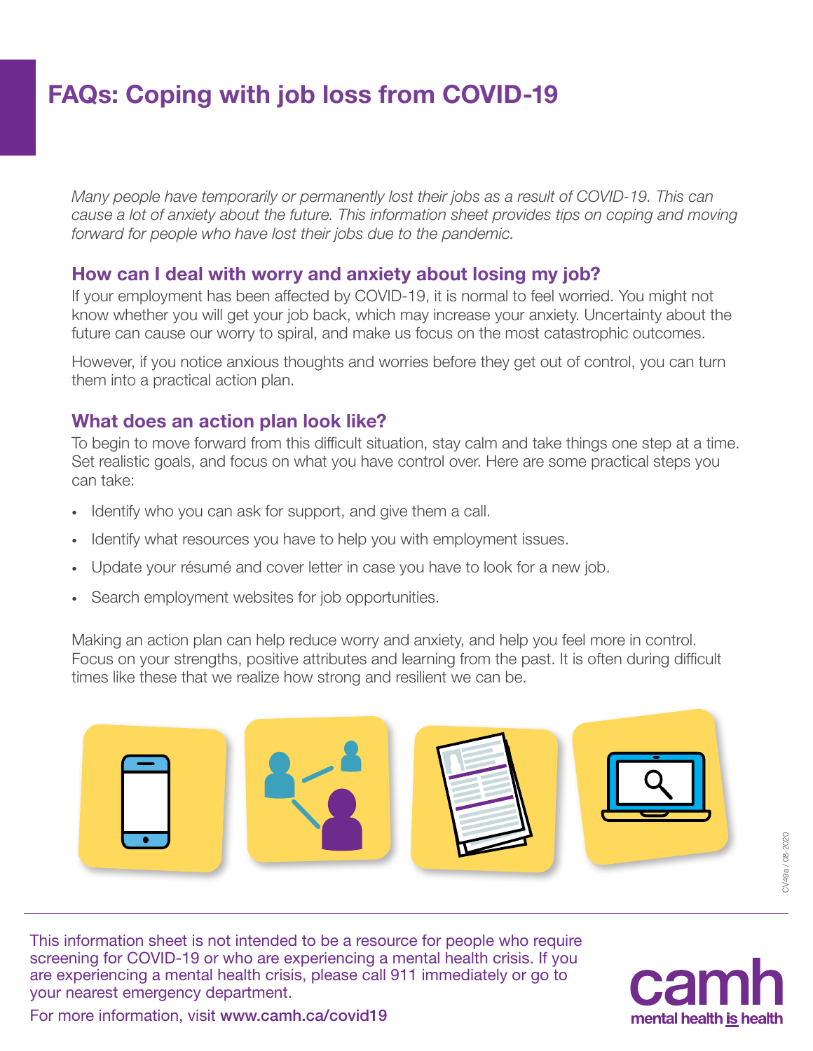# FAQs: Coping with job loss from COVID-19

*Many people have temporarily or permanently lost their jobs as a result of COVID-19. This can cause a lot of anxiety about the future. This information sheet provides tips on coping and moving forward for people who have lost their jobs due to the pandemic.*

## How can I deal with worry and anxiety about losing my job?

If your employment has been affected by COVID-19, it is normal to feel worried. You might not know whether you will get your job back, which may increase your anxiety. Uncertainty about the future can cause our worry to spiral, and make us focus on the most catastrophic outcomes.

However, if you notice anxious thoughts and worries before they get out of control, you can turn them into a practical action plan.

## What does an action plan look like?

To begin to move forward from this difficult situation, stay calm and take things one step at a time. Set realistic goals, and focus on what you have control over. Here are some practical steps you can take:

- Identify who you can ask for support, and give them a call.
- Identify what resources you have to help you with employment issues.
- Update your résumé and cover letter in case you have to look for a new job.
- Search employment websites for job opportunities.

Making an action plan can help reduce worry and anxiety, and help you feel more in control. Focus on your strengths, positive attributes and learning from the past. It is often during difficult times like these that we realize how strong and resilient we can be.

CV49a / 08-2020

This information sheet is not intended to be a resource for people who require screening for COVID-19 or who are experiencing a mental health crisis. If you are experiencing a mental health crisis, please call 911 immediately or go to your nearest emergency department.

For more information, visit **www.camh.ca/covid19**

camh mental health is health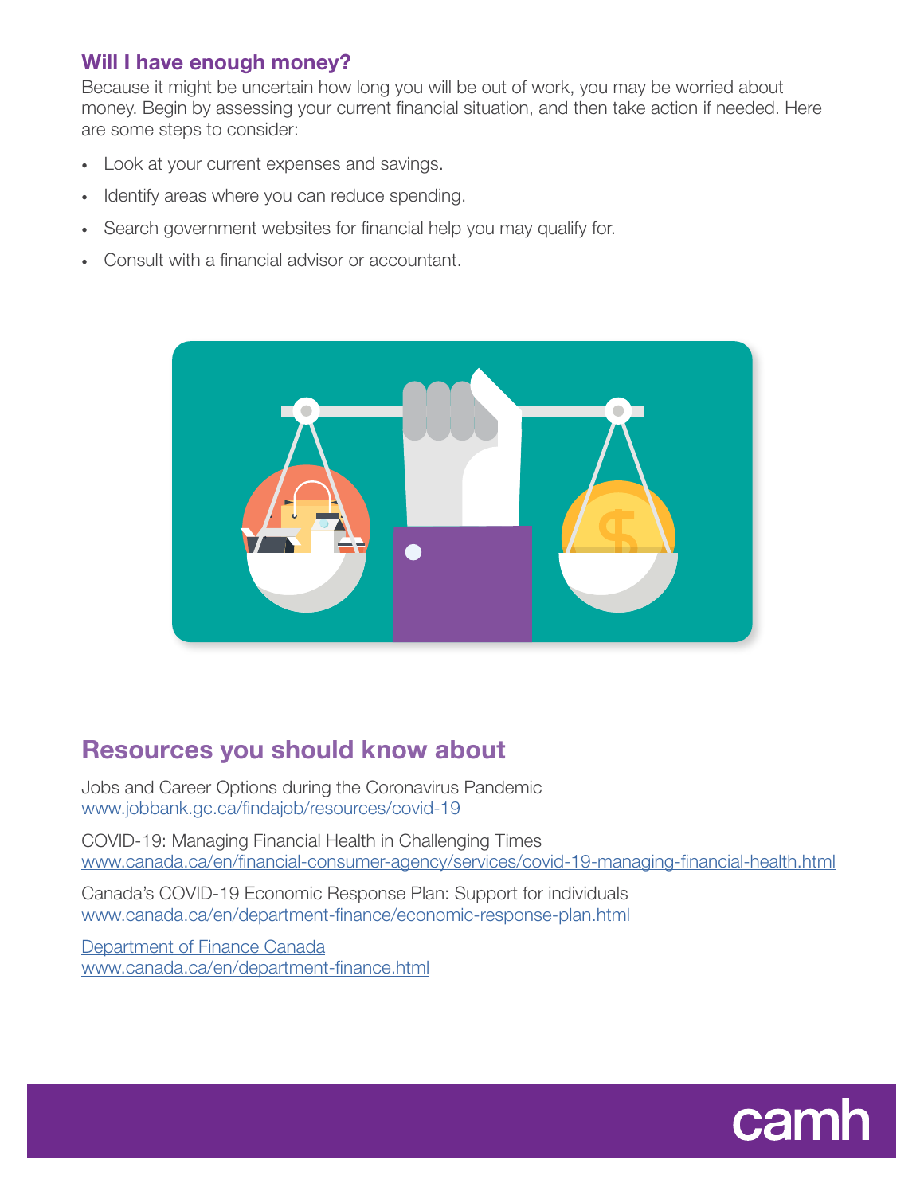## Will I have enough money?

Because it might be uncertain how long you will be out of work, you may be worried about money. Begin by assessing your current financial situation, and then take action if needed. Here are some steps to consider:

- Look at your current expenses and savings.
- Identify areas where you can reduce spending.
- Search government websites for financial help you may qualify for.
- Consult with a financial advisor or accountant.

## Resources you should know about

Jobs and Career Options during the Coronavirus Pandemic
www.jobbank.gc.ca/findajob/resources/covid-19

COVID-19: Managing Financial Health in Challenging Times
www.canada.ca/en/financial-consumer-agency/services/covid-19-managing-financial-health.html

Canada's COVID-19 Economic Response Plan: Support for individuals
www.canada.ca/en/department-finance/economic-response-plan.html

Department of Finance Canada
www.canada.ca/en/department-finance.html

camh